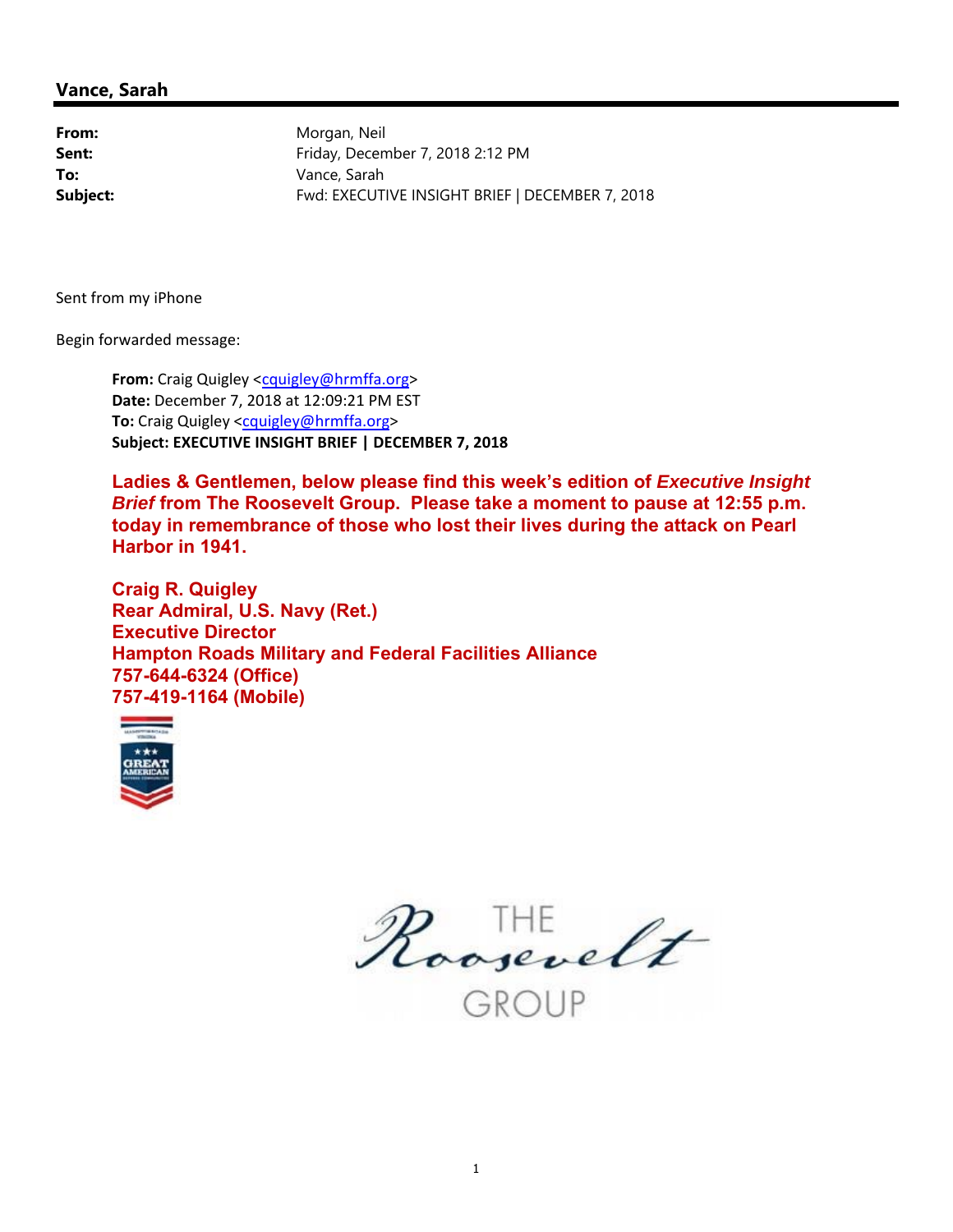## Vance, Sarah

| | |
|---|---|
| **From:** | Morgan, Neil |
| **Sent:** | Friday, December 7, 2018 2:12 PM |
| **To:** | Vance, Sarah |
| **Subject:** | Fwd: EXECUTIVE INSIGHT BRIEF \| DECEMBER 7, 2018 |

Sent from my iPhone

Begin forwarded message:

> **From:** Craig Quigley <cquigley@hrmffa.org>
> **Date:** December 7, 2018 at 12:09:21 PM EST
> **To:** Craig Quigley <cquigley@hrmffa.org>
> **Subject: EXECUTIVE INSIGHT BRIEF | DECEMBER 7, 2018**
>
> **Ladies & Gentlemen, below please find this week's edition of *Executive Insight Brief* from The Roosevelt Group. Please take a moment to pause at 12:55 p.m. today in remembrance of those who lost their lives during the attack on Pearl Harbor in 1941.**
>
> **Craig R. Quigley**
> **Rear Admiral, U.S. Navy (Ret.)**
> **Executive Director**
> **Hampton Roads Military and Federal Facilities Alliance**
> **757-644-6324 (Office)**
> **757-419-1164 (Mobile)**

THE Roosevelt GROUP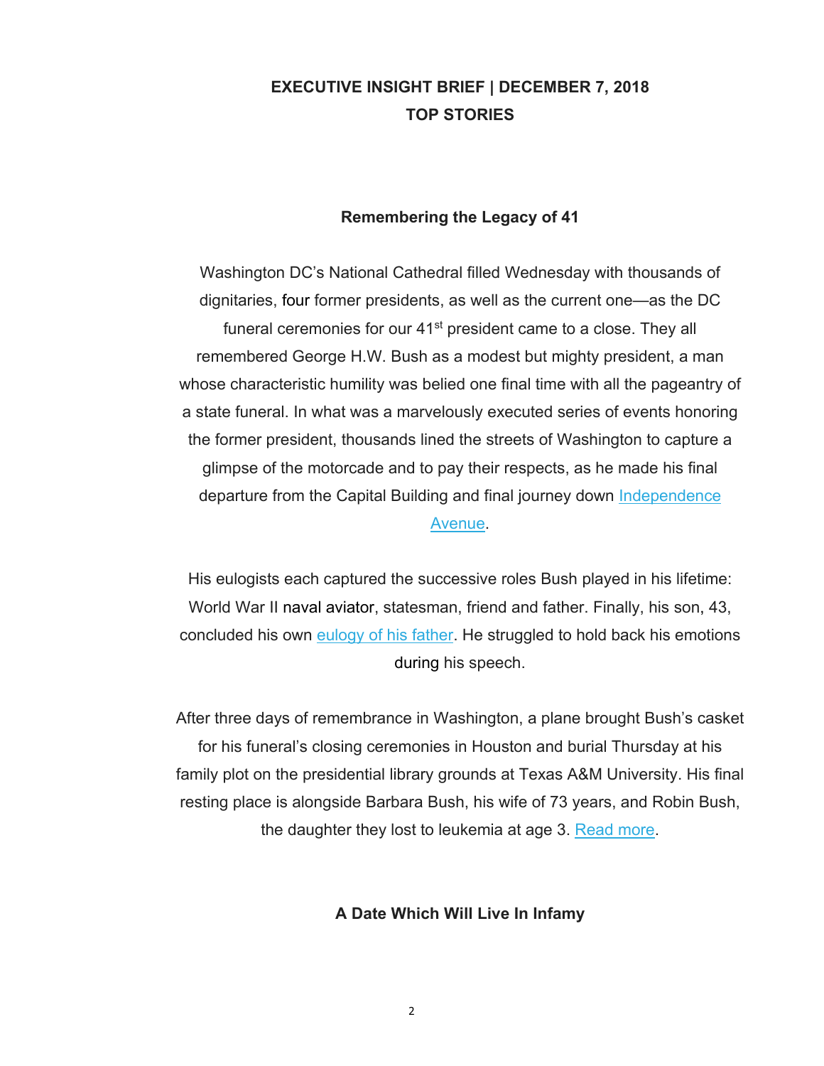**EXECUTIVE INSIGHT BRIEF | DECEMBER 7, 2018**
**TOP STORIES**

### Remembering the Legacy of 41

Washington DC's National Cathedral filled Wednesday with thousands of dignitaries, four former presidents, as well as the current one—as the DC funeral ceremonies for our 41st president came to a close. They all remembered George H.W. Bush as a modest but mighty president, a man whose characteristic humility was belied one final time with all the pageantry of a state funeral. In what was a marvelously executed series of events honoring the former president, thousands lined the streets of Washington to capture a glimpse of the motorcade and to pay their respects, as he made his final departure from the Capital Building and final journey down [Independence Avenue](#).

His eulogists each captured the successive roles Bush played in his lifetime: World War II naval aviator, statesman, friend and father. Finally, his son, 43, concluded his own [eulogy of his father](#). He struggled to hold back his emotions during his speech.

After three days of remembrance in Washington, a plane brought Bush's casket for his funeral's closing ceremonies in Houston and burial Thursday at his family plot on the presidential library grounds at Texas A&M University. His final resting place is alongside Barbara Bush, his wife of 73 years, and Robin Bush, the daughter they lost to leukemia at age 3. [Read more](#).

### A Date Which Will Live In Infamy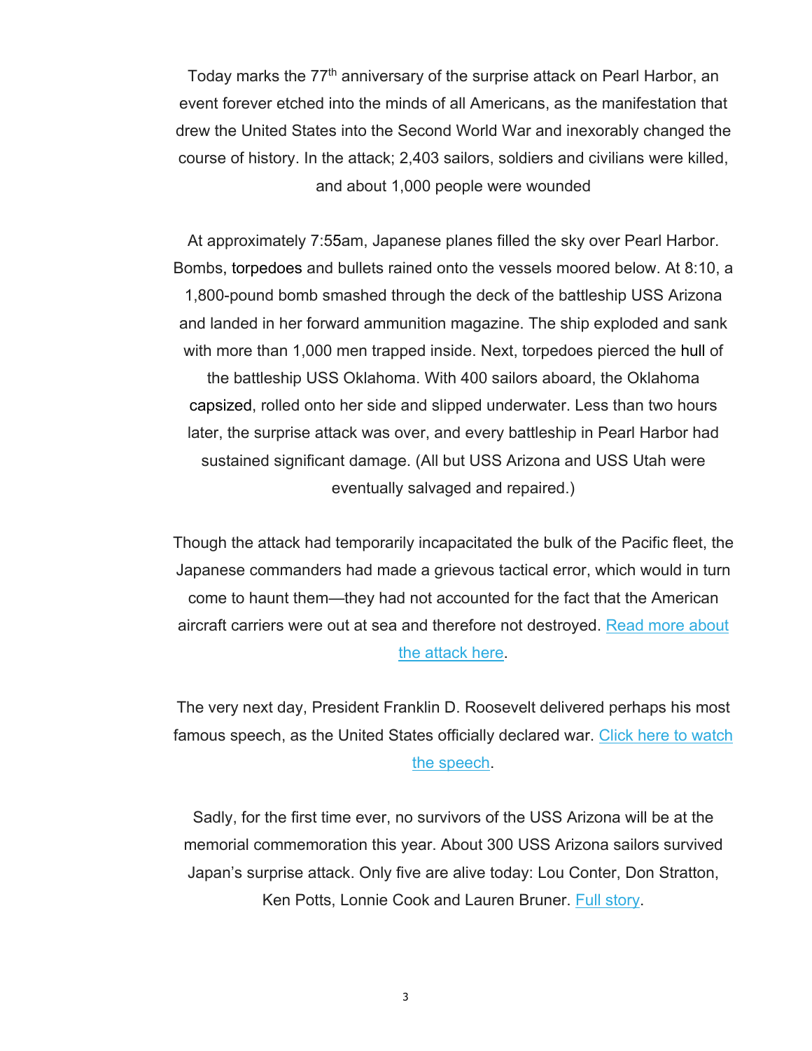Today marks the 77th anniversary of the surprise attack on Pearl Harbor, an event forever etched into the minds of all Americans, as the manifestation that drew the United States into the Second World War and inexorably changed the course of history. In the attack; 2,403 sailors, soldiers and civilians were killed, and about 1,000 people were wounded

At approximately 7:55am, Japanese planes filled the sky over Pearl Harbor. Bombs, torpedoes and bullets rained onto the vessels moored below. At 8:10, a 1,800-pound bomb smashed through the deck of the battleship USS Arizona and landed in her forward ammunition magazine. The ship exploded and sank with more than 1,000 men trapped inside. Next, torpedoes pierced the hull of the battleship USS Oklahoma. With 400 sailors aboard, the Oklahoma capsized, rolled onto her side and slipped underwater. Less than two hours later, the surprise attack was over, and every battleship in Pearl Harbor had sustained significant damage. (All but USS Arizona and USS Utah were eventually salvaged and repaired.)

Though the attack had temporarily incapacitated the bulk of the Pacific fleet, the Japanese commanders had made a grievous tactical error, which would in turn come to haunt them—they had not accounted for the fact that the American aircraft carriers were out at sea and therefore not destroyed. Read more about the attack here.

The very next day, President Franklin D. Roosevelt delivered perhaps his most famous speech, as the United States officially declared war. Click here to watch the speech.

Sadly, for the first time ever, no survivors of the USS Arizona will be at the memorial commemoration this year. About 300 USS Arizona sailors survived Japan's surprise attack. Only five are alive today: Lou Conter, Don Stratton, Ken Potts, Lonnie Cook and Lauren Bruner. Full story.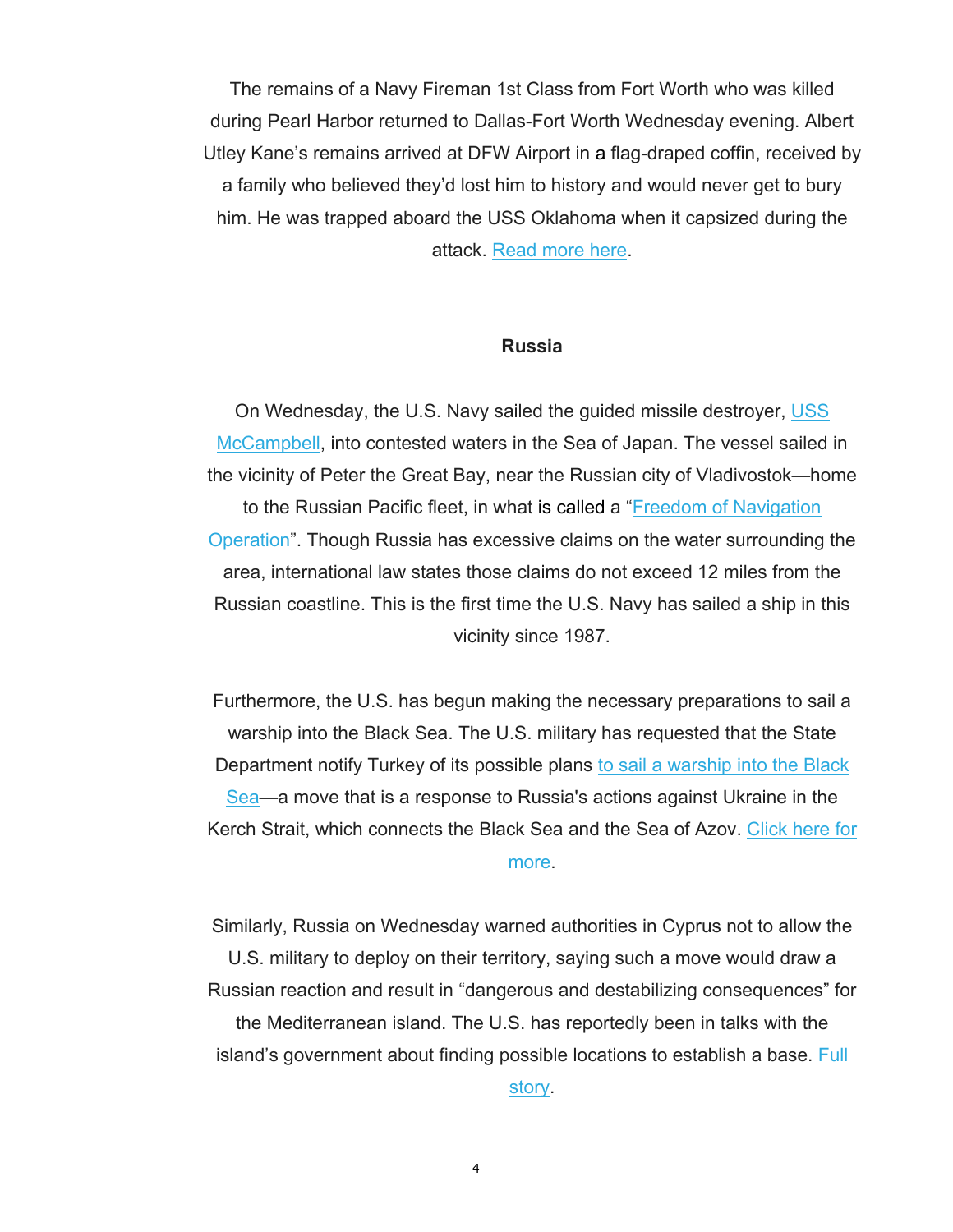The remains of a Navy Fireman 1st Class from Fort Worth who was killed during Pearl Harbor returned to Dallas-Fort Worth Wednesday evening. Albert Utley Kane's remains arrived at DFW Airport in a flag-draped coffin, received by a family who believed they'd lost him to history and would never get to bury him. He was trapped aboard the USS Oklahoma when it capsized during the attack. Read more here.

**Russia**

On Wednesday, the U.S. Navy sailed the guided missile destroyer, USS McCampbell, into contested waters in the Sea of Japan. The vessel sailed in the vicinity of Peter the Great Bay, near the Russian city of Vladivostok—home to the Russian Pacific fleet, in what is called a "Freedom of Navigation Operation". Though Russia has excessive claims on the water surrounding the area, international law states those claims do not exceed 12 miles from the Russian coastline. This is the first time the U.S. Navy has sailed a ship in this vicinity since 1987.

Furthermore, the U.S. has begun making the necessary preparations to sail a warship into the Black Sea. The U.S. military has requested that the State Department notify Turkey of its possible plans to sail a warship into the Black Sea—a move that is a response to Russia's actions against Ukraine in the Kerch Strait, which connects the Black Sea and the Sea of Azov. Click here for more.

Similarly, Russia on Wednesday warned authorities in Cyprus not to allow the U.S. military to deploy on their territory, saying such a move would draw a Russian reaction and result in "dangerous and destabilizing consequences" for the Mediterranean island. The U.S. has reportedly been in talks with the island's government about finding possible locations to establish a base. Full story.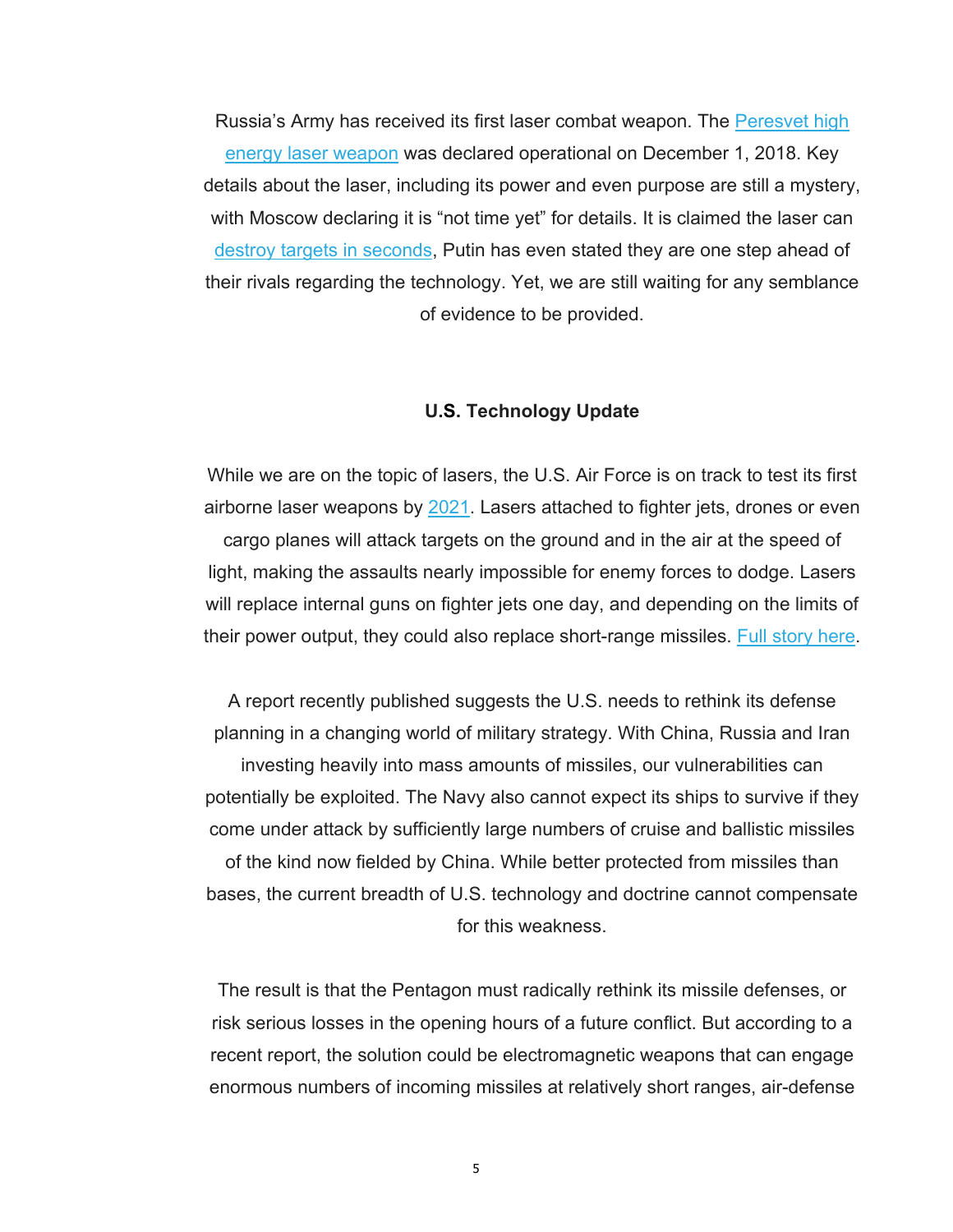Russia's Army has received its first laser combat weapon. The Peresvet high energy laser weapon was declared operational on December 1, 2018. Key details about the laser, including its power and even purpose are still a mystery, with Moscow declaring it is "not time yet" for details. It is claimed the laser can destroy targets in seconds, Putin has even stated they are one step ahead of their rivals regarding the technology. Yet, we are still waiting for any semblance of evidence to be provided.

## U.S. Technology Update

While we are on the topic of lasers, the U.S. Air Force is on track to test its first airborne laser weapons by 2021. Lasers attached to fighter jets, drones or even cargo planes will attack targets on the ground and in the air at the speed of light, making the assaults nearly impossible for enemy forces to dodge. Lasers will replace internal guns on fighter jets one day, and depending on the limits of their power output, they could also replace short-range missiles. Full story here.

A report recently published suggests the U.S. needs to rethink its defense planning in a changing world of military strategy. With China, Russia and Iran investing heavily into mass amounts of missiles, our vulnerabilities can potentially be exploited. The Navy also cannot expect its ships to survive if they come under attack by sufficiently large numbers of cruise and ballistic missiles of the kind now fielded by China. While better protected from missiles than bases, the current breadth of U.S. technology and doctrine cannot compensate for this weakness.

The result is that the Pentagon must radically rethink its missile defenses, or risk serious losses in the opening hours of a future conflict. But according to a recent report, the solution could be electromagnetic weapons that can engage enormous numbers of incoming missiles at relatively short ranges, air-defense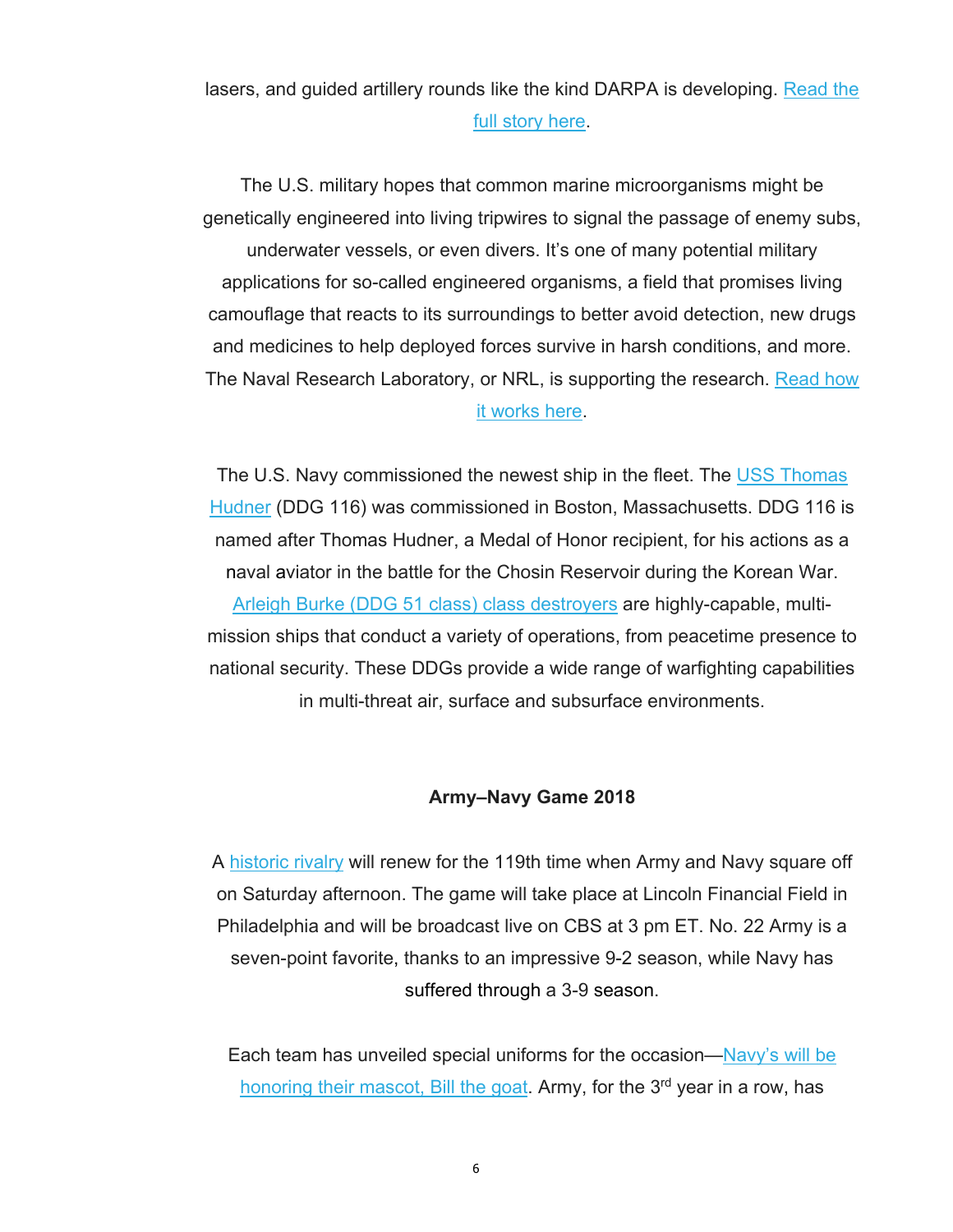lasers, and guided artillery rounds like the kind DARPA is developing. Read the full story here.

The U.S. military hopes that common marine microorganisms might be genetically engineered into living tripwires to signal the passage of enemy subs, underwater vessels, or even divers. It's one of many potential military applications for so-called engineered organisms, a field that promises living camouflage that reacts to its surroundings to better avoid detection, new drugs and medicines to help deployed forces survive in harsh conditions, and more. The Naval Research Laboratory, or NRL, is supporting the research. Read how it works here.

The U.S. Navy commissioned the newest ship in the fleet. The USS Thomas Hudner (DDG 116) was commissioned in Boston, Massachusetts. DDG 116 is named after Thomas Hudner, a Medal of Honor recipient, for his actions as a naval aviator in the battle for the Chosin Reservoir during the Korean War. Arleigh Burke (DDG 51 class) class destroyers are highly-capable, multi-mission ships that conduct a variety of operations, from peacetime presence to national security. These DDGs provide a wide range of warfighting capabilities in multi-threat air, surface and subsurface environments.

**Army–Navy Game 2018**

A historic rivalry will renew for the 119th time when Army and Navy square off on Saturday afternoon. The game will take place at Lincoln Financial Field in Philadelphia and will be broadcast live on CBS at 3 pm ET. No. 22 Army is a seven-point favorite, thanks to an impressive 9-2 season, while Navy has suffered through a 3-9 season.

Each team has unveiled special uniforms for the occasion—Navy's will be honoring their mascot, Bill the goat. Army, for the 3rd year in a row, has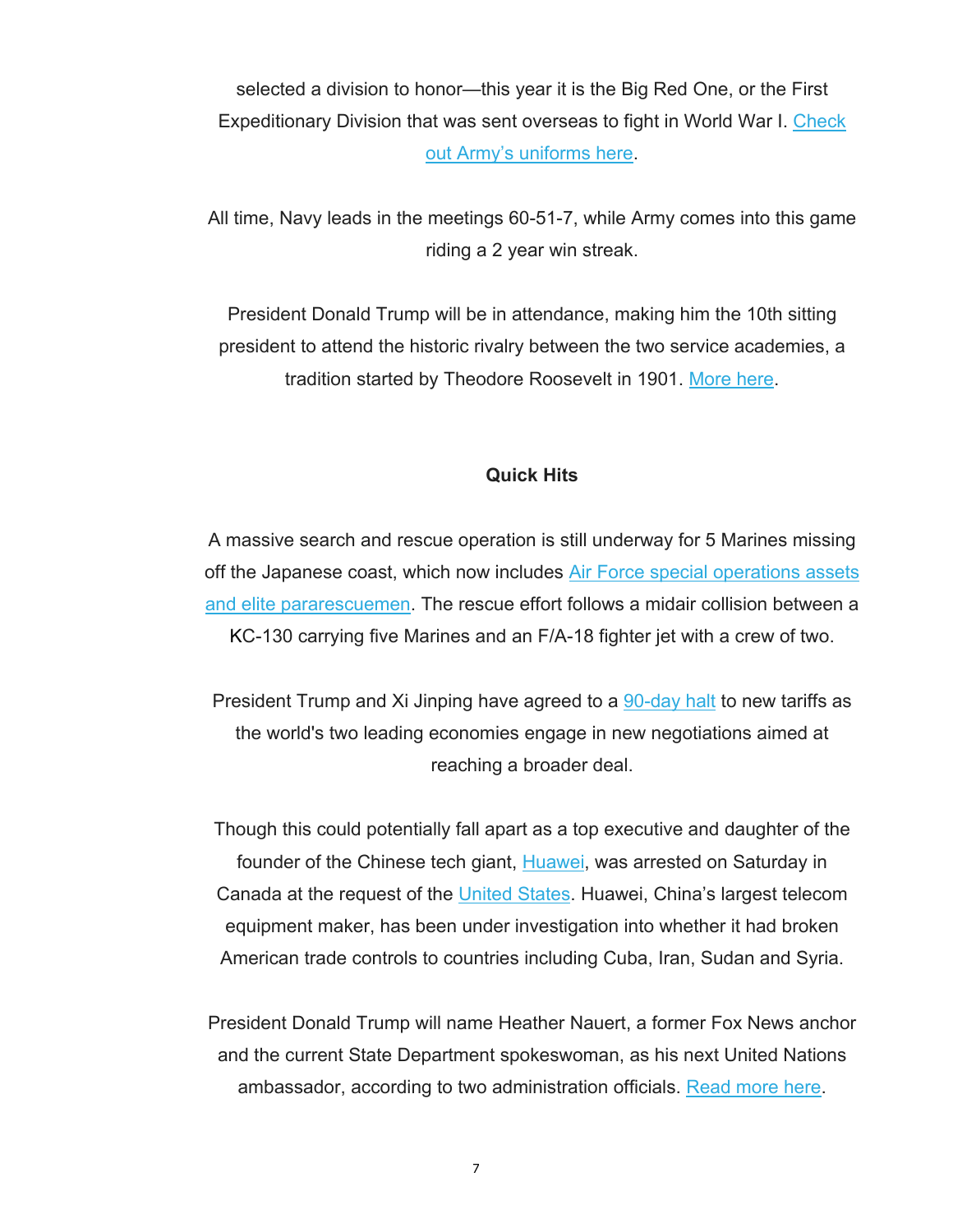selected a division to honor—this year it is the Big Red One, or the First Expeditionary Division that was sent overseas to fight in World War I. [Check out Army's uniforms here](#).

All time, Navy leads in the meetings 60-51-7, while Army comes into this game riding a 2 year win streak.

President Donald Trump will be in attendance, making him the 10th sitting president to attend the historic rivalry between the two service academies, a tradition started by Theodore Roosevelt in 1901. [More here](#).

**Quick Hits**

A massive search and rescue operation is still underway for 5 Marines missing off the Japanese coast, which now includes [Air Force special operations assets and elite pararescuemen](#). The rescue effort follows a midair collision between a KC-130 carrying five Marines and an F/A-18 fighter jet with a crew of two.

President Trump and Xi Jinping have agreed to a [90-day halt](#) to new tariffs as the world's two leading economies engage in new negotiations aimed at reaching a broader deal.

Though this could potentially fall apart as a top executive and daughter of the founder of the Chinese tech giant, [Huawei](#), was arrested on Saturday in Canada at the request of the [United States](#). Huawei, China's largest telecom equipment maker, has been under investigation into whether it had broken American trade controls to countries including Cuba, Iran, Sudan and Syria.

President Donald Trump will name Heather Nauert, a former Fox News anchor and the current State Department spokeswoman, as his next United Nations ambassador, according to two administration officials. [Read more here](#).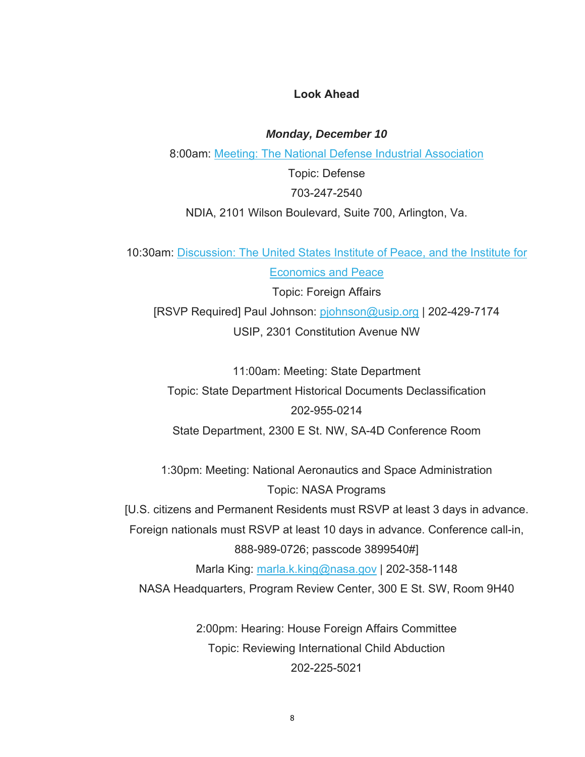## Look Ahead

***Monday, December 10***

8:00am: Meeting: The National Defense Industrial Association
Topic: Defense
703-247-2540
NDIA, 2101 Wilson Boulevard, Suite 700, Arlington, Va.

10:30am: Discussion: The United States Institute of Peace, and the Institute for Economics and Peace
Topic: Foreign Affairs
[RSVP Required] Paul Johnson: pjohnson@usip.org | 202-429-7174
USIP, 2301 Constitution Avenue NW

11:00am: Meeting: State Department
Topic: State Department Historical Documents Declassification
202-955-0214
State Department, 2300 E St. NW, SA-4D Conference Room

1:30pm: Meeting: National Aeronautics and Space Administration
Topic: NASA Programs
[U.S. citizens and Permanent Residents must RSVP at least 3 days in advance. Foreign nationals must RSVP at least 10 days in advance. Conference call-in, 888-989-0726; passcode 3899540#]
Marla King: marla.k.king@nasa.gov | 202-358-1148
NASA Headquarters, Program Review Center, 300 E St. SW, Room 9H40

2:00pm: Hearing: House Foreign Affairs Committee
Topic: Reviewing International Child Abduction
202-225-5021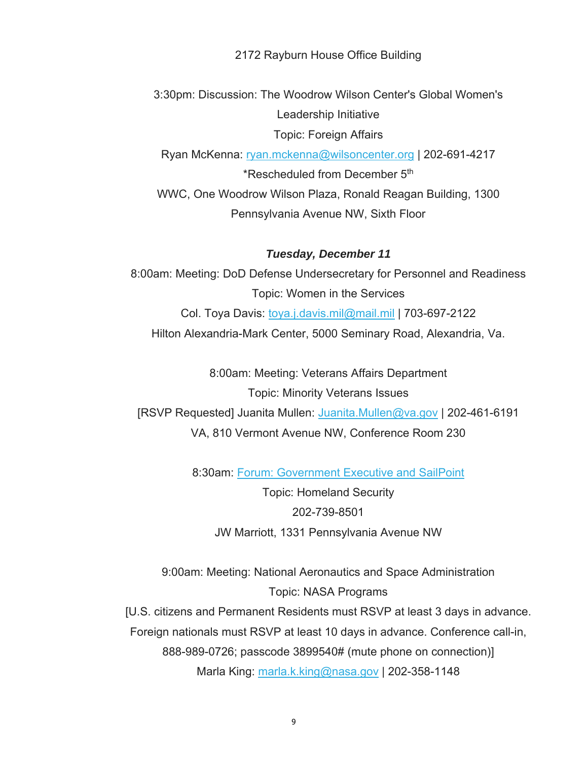2172 Rayburn House Office Building

3:30pm: Discussion: The Woodrow Wilson Center's Global Women's Leadership Initiative
Topic: Foreign Affairs
Ryan McKenna: ryan.mckenna@wilsoncenter.org | 202-691-4217
*Rescheduled from December 5th
WWC, One Woodrow Wilson Plaza, Ronald Reagan Building, 1300 Pennsylvania Avenue NW, Sixth Floor

***Tuesday, December 11***

8:00am: Meeting: DoD Defense Undersecretary for Personnel and Readiness
Topic: Women in the Services
Col. Toya Davis: toya.j.davis.mil@mail.mil | 703-697-2122
Hilton Alexandria-Mark Center, 5000 Seminary Road, Alexandria, Va.

8:00am: Meeting: Veterans Affairs Department
Topic: Minority Veterans Issues
[RSVP Requested] Juanita Mullen: Juanita.Mullen@va.gov | 202-461-6191
VA, 810 Vermont Avenue NW, Conference Room 230

8:30am: Forum: Government Executive and SailPoint
Topic: Homeland Security
202-739-8501
JW Marriott, 1331 Pennsylvania Avenue NW

9:00am: Meeting: National Aeronautics and Space Administration
Topic: NASA Programs
[U.S. citizens and Permanent Residents must RSVP at least 3 days in advance. Foreign nationals must RSVP at least 10 days in advance. Conference call-in, 888-989-0726; passcode 3899540# (mute phone on connection)]
Marla King: marla.k.king@nasa.gov | 202-358-1148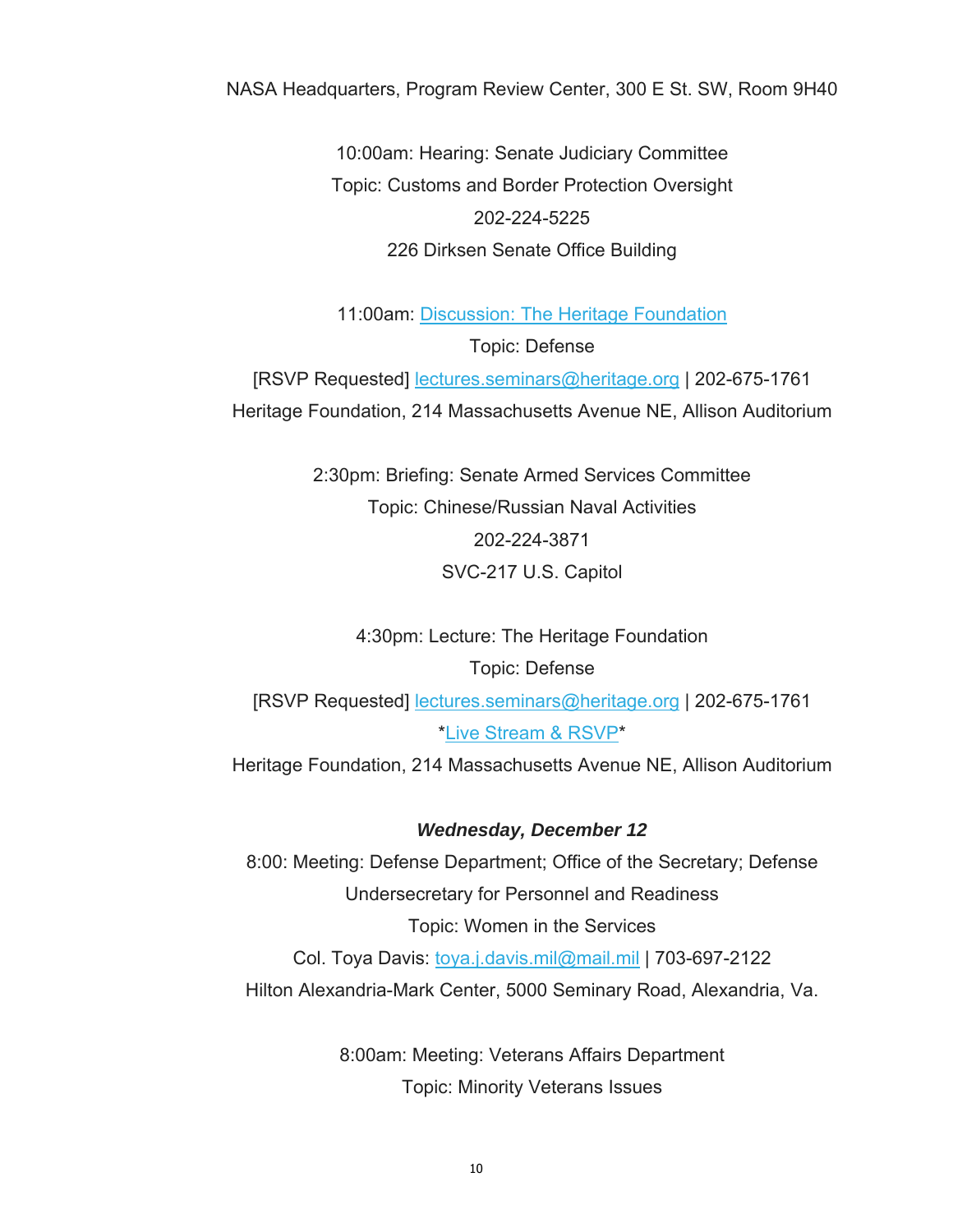NASA Headquarters, Program Review Center, 300 E St. SW, Room 9H40

10:00am: Hearing: Senate Judiciary Committee
Topic: Customs and Border Protection Oversight
202-224-5225
226 Dirksen Senate Office Building

11:00am: Discussion: The Heritage Foundation
Topic: Defense
[RSVP Requested] lectures.seminars@heritage.org | 202-675-1761
Heritage Foundation, 214 Massachusetts Avenue NE, Allison Auditorium

2:30pm: Briefing: Senate Armed Services Committee
Topic: Chinese/Russian Naval Activities
202-224-3871
SVC-217 U.S. Capitol

4:30pm: Lecture: The Heritage Foundation
Topic: Defense
[RSVP Requested] lectures.seminars@heritage.org | 202-675-1761
*Live Stream & RSVP*
Heritage Foundation, 214 Massachusetts Avenue NE, Allison Auditorium

***Wednesday, December 12***

8:00: Meeting: Defense Department; Office of the Secretary; Defense Undersecretary for Personnel and Readiness
Topic: Women in the Services
Col. Toya Davis: toya.j.davis.mil@mail.mil | 703-697-2122
Hilton Alexandria-Mark Center, 5000 Seminary Road, Alexandria, Va.

8:00am: Meeting: Veterans Affairs Department
Topic: Minority Veterans Issues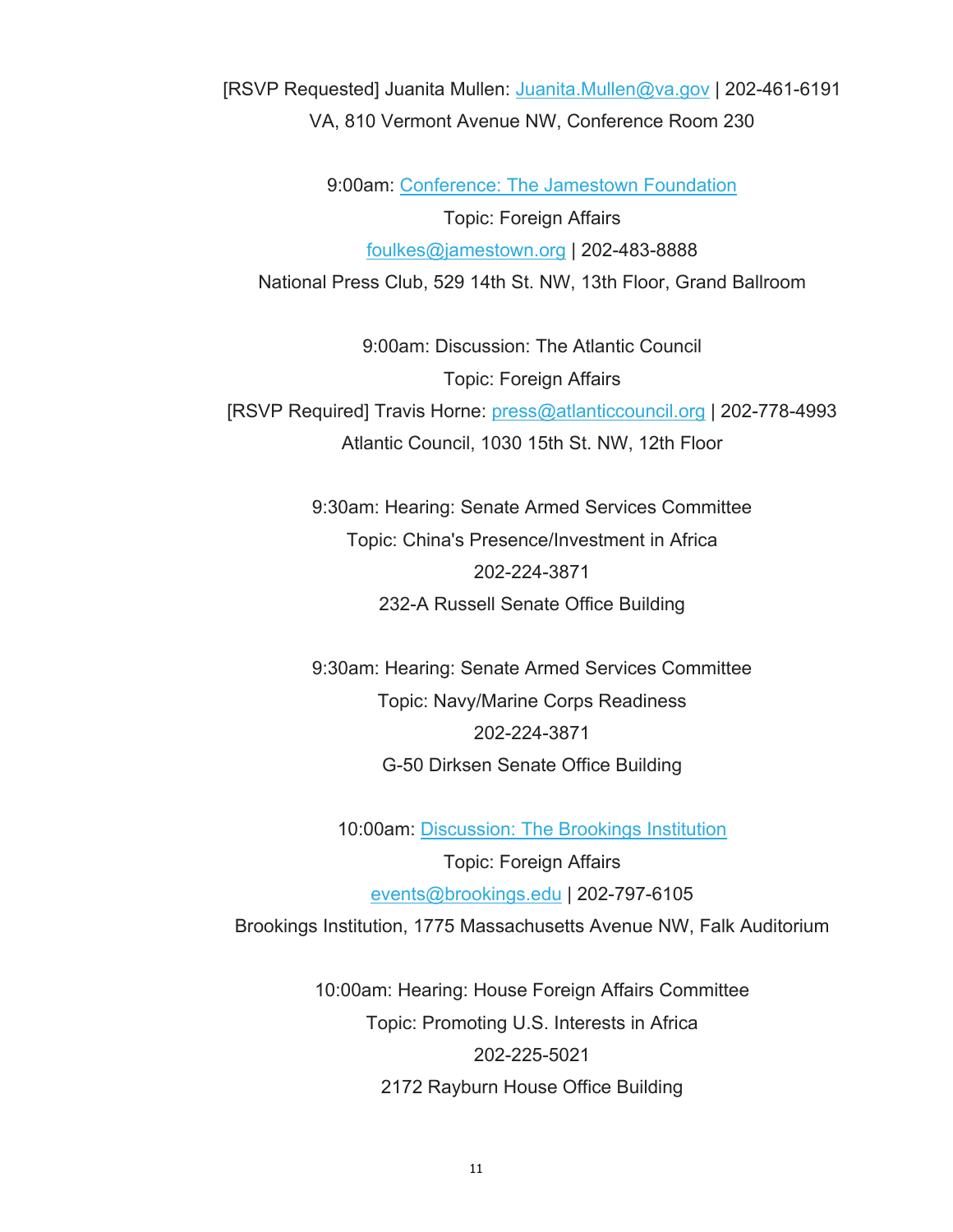[RSVP Requested] Juanita Mullen: Juanita.Mullen@va.gov | 202-461-6191
VA, 810 Vermont Avenue NW, Conference Room 230

9:00am: Conference: The Jamestown Foundation
Topic: Foreign Affairs
foulkes@jamestown.org | 202-483-8888
National Press Club, 529 14th St. NW, 13th Floor, Grand Ballroom

9:00am: Discussion: The Atlantic Council
Topic: Foreign Affairs
[RSVP Required] Travis Horne: press@atlanticcouncil.org | 202-778-4993
Atlantic Council, 1030 15th St. NW, 12th Floor

9:30am: Hearing: Senate Armed Services Committee
Topic: China's Presence/Investment in Africa
202-224-3871
232-A Russell Senate Office Building

9:30am: Hearing: Senate Armed Services Committee
Topic: Navy/Marine Corps Readiness
202-224-3871
G-50 Dirksen Senate Office Building

10:00am: Discussion: The Brookings Institution
Topic: Foreign Affairs
events@brookings.edu | 202-797-6105
Brookings Institution, 1775 Massachusetts Avenue NW, Falk Auditorium

10:00am: Hearing: House Foreign Affairs Committee
Topic: Promoting U.S. Interests in Africa
202-225-5021
2172 Rayburn House Office Building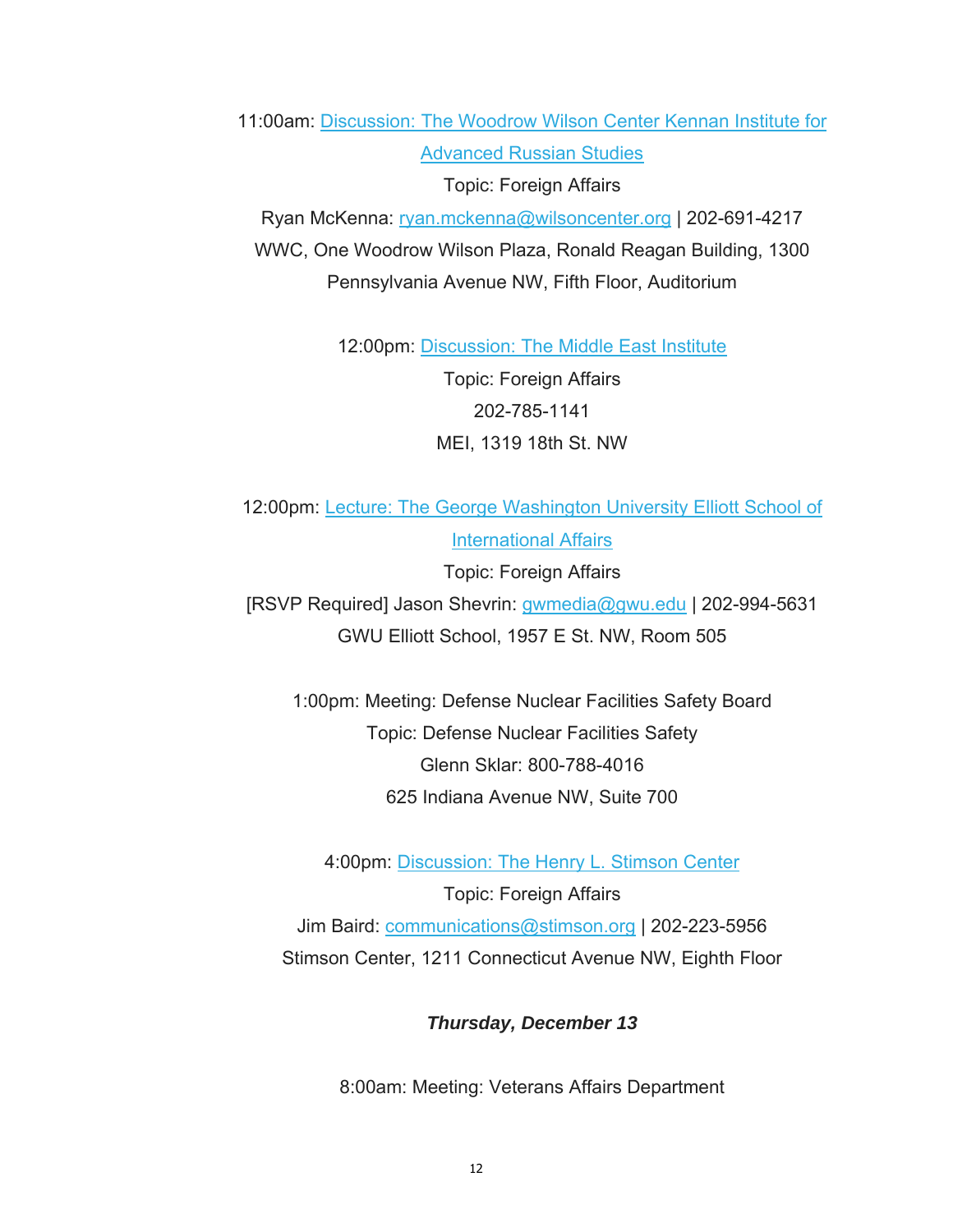11:00am: Discussion: The Woodrow Wilson Center Kennan Institute for Advanced Russian Studies

Topic: Foreign Affairs

Ryan McKenna: ryan.mckenna@wilsoncenter.org | 202-691-4217

WWC, One Woodrow Wilson Plaza, Ronald Reagan Building, 1300 Pennsylvania Avenue NW, Fifth Floor, Auditorium

12:00pm: Discussion: The Middle East Institute

Topic: Foreign Affairs

202-785-1141

MEI, 1319 18th St. NW

12:00pm: Lecture: The George Washington University Elliott School of International Affairs

Topic: Foreign Affairs

[RSVP Required] Jason Shevrin: gwmedia@gwu.edu | 202-994-5631

GWU Elliott School, 1957 E St. NW, Room 505

1:00pm: Meeting: Defense Nuclear Facilities Safety Board

Topic: Defense Nuclear Facilities Safety

Glenn Sklar: 800-788-4016

625 Indiana Avenue NW, Suite 700

4:00pm: Discussion: The Henry L. Stimson Center

Topic: Foreign Affairs

Jim Baird: communications@stimson.org | 202-223-5956

Stimson Center, 1211 Connecticut Avenue NW, Eighth Floor

***Thursday, December 13***

8:00am: Meeting: Veterans Affairs Department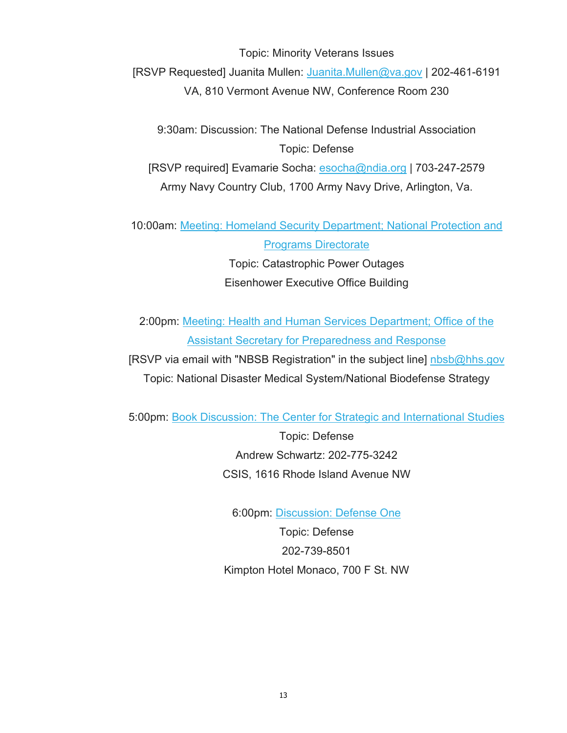Topic: Minority Veterans Issues

[RSVP Requested] Juanita Mullen: Juanita.Mullen@va.gov | 202-461-6191

VA, 810 Vermont Avenue NW, Conference Room 230

9:30am: Discussion: The National Defense Industrial Association

Topic: Defense

[RSVP required] Evamarie Socha: esocha@ndia.org | 703-247-2579

Army Navy Country Club, 1700 Army Navy Drive, Arlington, Va.

10:00am: Meeting: Homeland Security Department; National Protection and Programs Directorate

Topic: Catastrophic Power Outages

Eisenhower Executive Office Building

2:00pm: Meeting: Health and Human Services Department; Office of the Assistant Secretary for Preparedness and Response

[RSVP via email with "NBSB Registration" in the subject line] nbsb@hhs.gov

Topic: National Disaster Medical System/National Biodefense Strategy

5:00pm: Book Discussion: The Center for Strategic and International Studies

Topic: Defense

Andrew Schwartz: 202-775-3242

CSIS, 1616 Rhode Island Avenue NW

6:00pm: Discussion: Defense One

Topic: Defense

202-739-8501

Kimpton Hotel Monaco, 700 F St. NW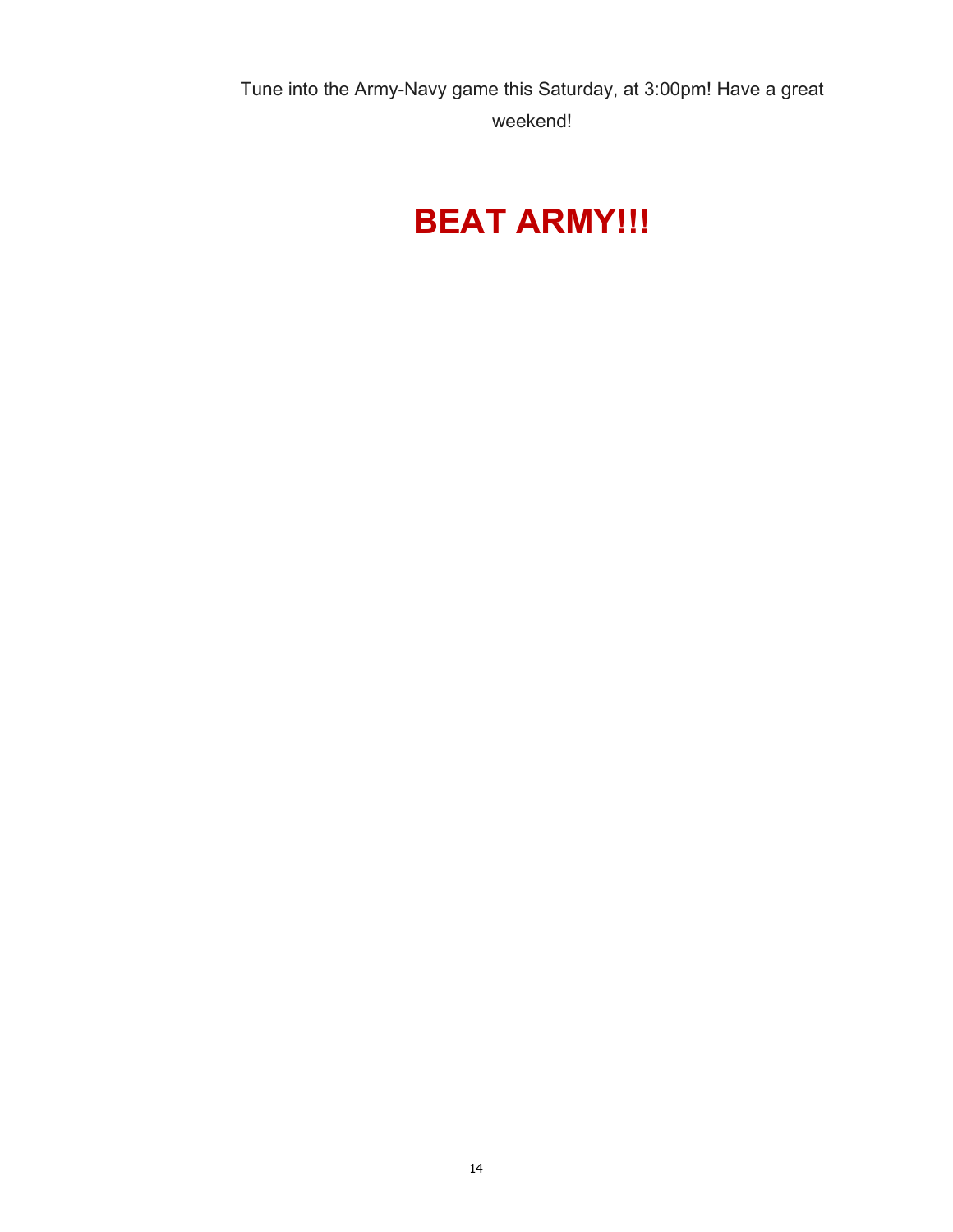Tune into the Army-Navy game this Saturday, at 3:00pm! Have a great weekend!

# BEAT ARMY!!!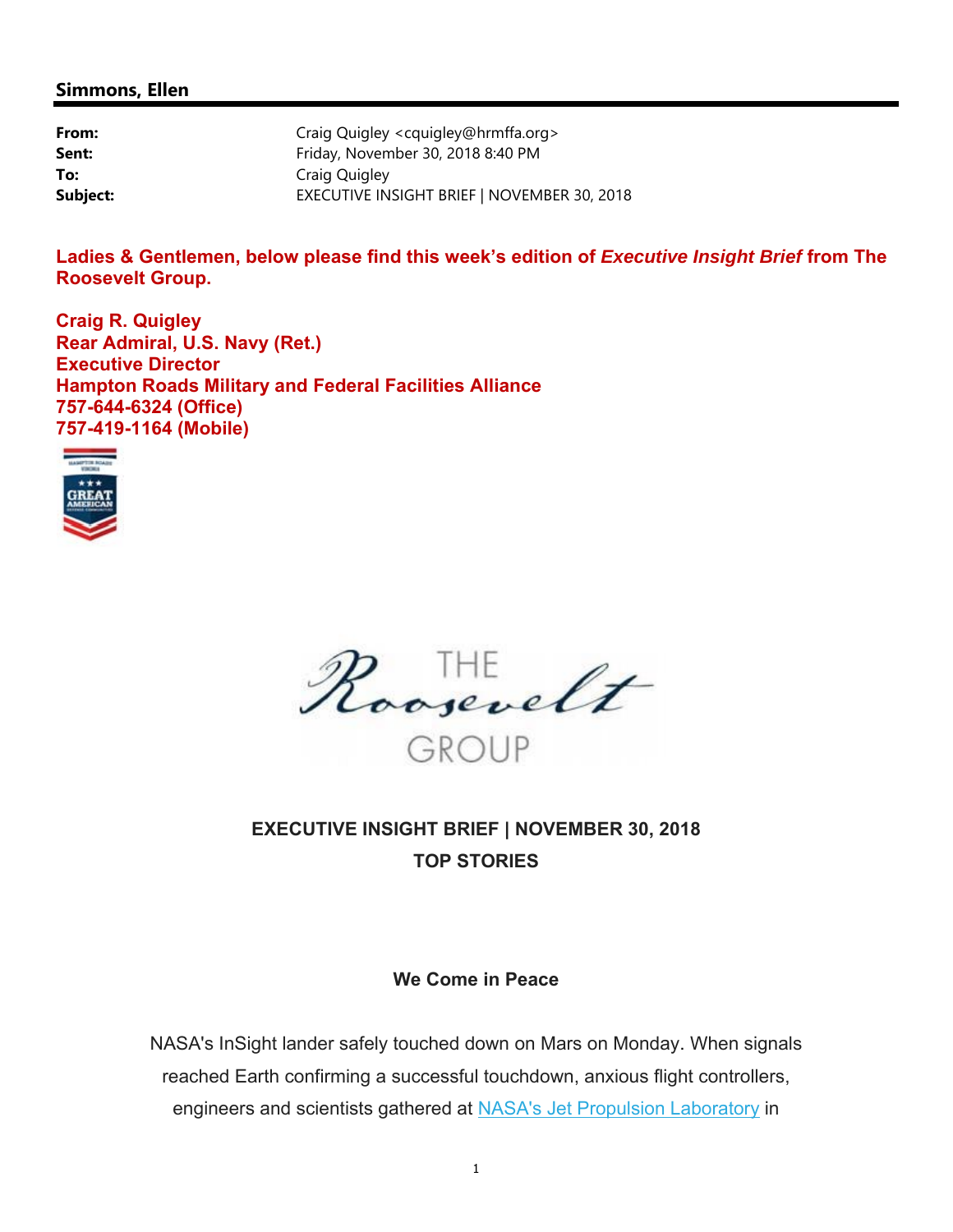## Simmons, Ellen

**From:** Craig Quigley <cquigley@hrmffa.org>
**Sent:** Friday, November 30, 2018 8:40 PM
**To:** Craig Quigley
**Subject:** EXECUTIVE INSIGHT BRIEF | NOVEMBER 30, 2018

**Ladies & Gentlemen, below please find this week's edition of *Executive Insight Brief* from The Roosevelt Group.**

**Craig R. Quigley**
**Rear Admiral, U.S. Navy (Ret.)**
**Executive Director**
**Hampton Roads Military and Federal Facilities Alliance**
**757-644-6324 (Office)**
**757-419-1164 (Mobile)**

THE Roosevelt GROUP

**EXECUTIVE INSIGHT BRIEF | NOVEMBER 30, 2018**
**TOP STORIES**

**We Come in Peace**

NASA's InSight lander safely touched down on Mars on Monday. When signals reached Earth confirming a successful touchdown, anxious flight controllers, engineers and scientists gathered at NASA's Jet Propulsion Laboratory in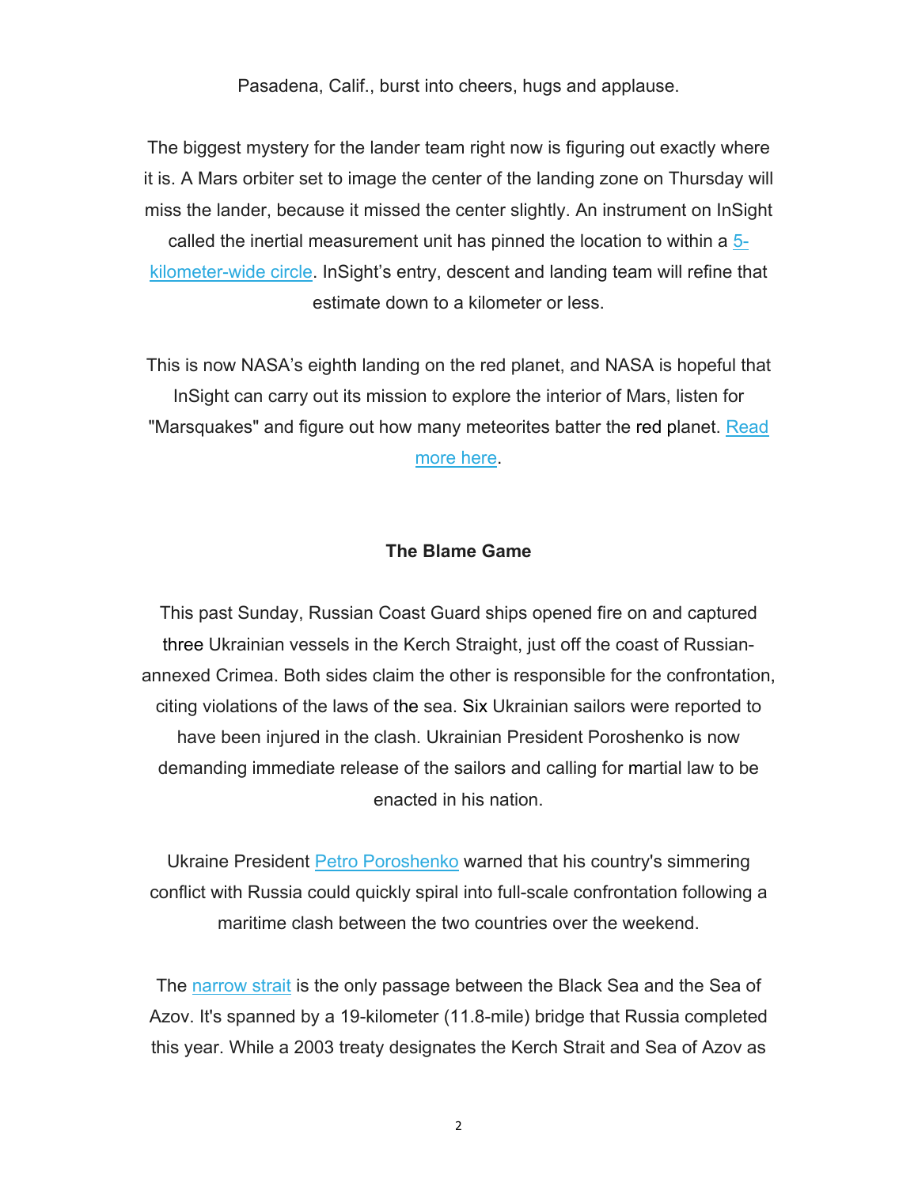Pasadena, Calif., burst into cheers, hugs and applause.

The biggest mystery for the lander team right now is figuring out exactly where it is. A Mars orbiter set to image the center of the landing zone on Thursday will miss the lander, because it missed the center slightly. An instrument on InSight called the inertial measurement unit has pinned the location to within a 5-kilometer-wide circle. InSight's entry, descent and landing team will refine that estimate down to a kilometer or less.

This is now NASA's eighth landing on the red planet, and NASA is hopeful that InSight can carry out its mission to explore the interior of Mars, listen for "Marsquakes" and figure out how many meteorites batter the red planet. Read more here.

**The Blame Game**

This past Sunday, Russian Coast Guard ships opened fire on and captured three Ukrainian vessels in the Kerch Straight, just off the coast of Russian-annexed Crimea. Both sides claim the other is responsible for the confrontation, citing violations of the laws of the sea. Six Ukrainian sailors were reported to have been injured in the clash. Ukrainian President Poroshenko is now demanding immediate release of the sailors and calling for martial law to be enacted in his nation.

Ukraine President Petro Poroshenko warned that his country's simmering conflict with Russia could quickly spiral into full-scale confrontation following a maritime clash between the two countries over the weekend.

The narrow strait is the only passage between the Black Sea and the Sea of Azov. It's spanned by a 19-kilometer (11.8-mile) bridge that Russia completed this year. While a 2003 treaty designates the Kerch Strait and Sea of Azov as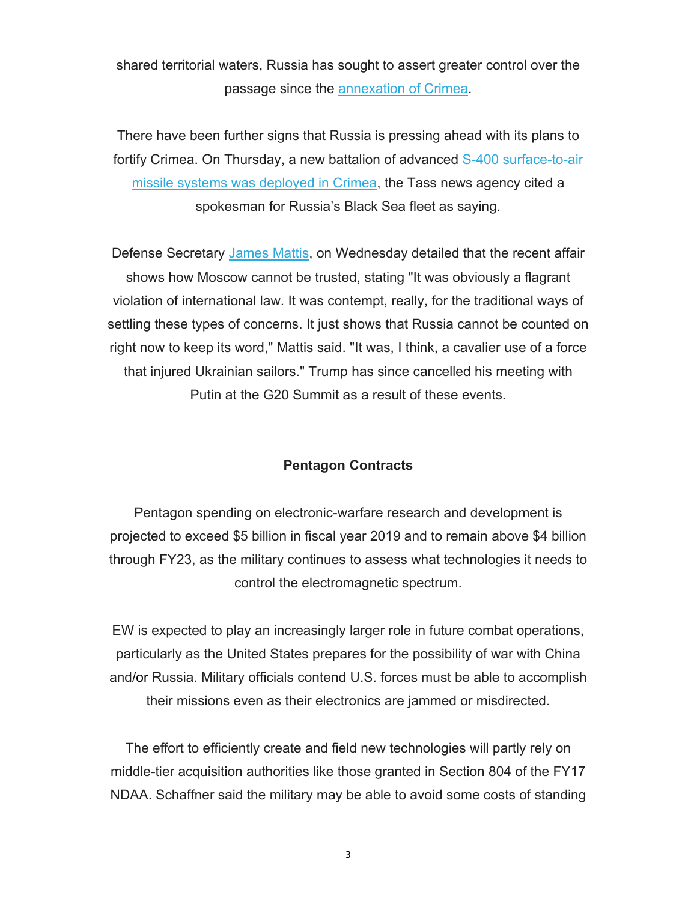shared territorial waters, Russia has sought to assert greater control over the passage since the annexation of Crimea.

There have been further signs that Russia is pressing ahead with its plans to fortify Crimea. On Thursday, a new battalion of advanced S-400 surface-to-air missile systems was deployed in Crimea, the Tass news agency cited a spokesman for Russia's Black Sea fleet as saying.

Defense Secretary James Mattis, on Wednesday detailed that the recent affair shows how Moscow cannot be trusted, stating "It was obviously a flagrant violation of international law. It was contempt, really, for the traditional ways of settling these types of concerns. It just shows that Russia cannot be counted on right now to keep its word," Mattis said. "It was, I think, a cavalier use of a force that injured Ukrainian sailors." Trump has since cancelled his meeting with Putin at the G20 Summit as a result of these events.

**Pentagon Contracts**

Pentagon spending on electronic-warfare research and development is projected to exceed $5 billion in fiscal year 2019 and to remain above $4 billion through FY23, as the military continues to assess what technologies it needs to control the electromagnetic spectrum.

EW is expected to play an increasingly larger role in future combat operations, particularly as the United States prepares for the possibility of war with China and/or Russia. Military officials contend U.S. forces must be able to accomplish their missions even as their electronics are jammed or misdirected.

The effort to efficiently create and field new technologies will partly rely on middle-tier acquisition authorities like those granted in Section 804 of the FY17 NDAA. Schaffner said the military may be able to avoid some costs of standing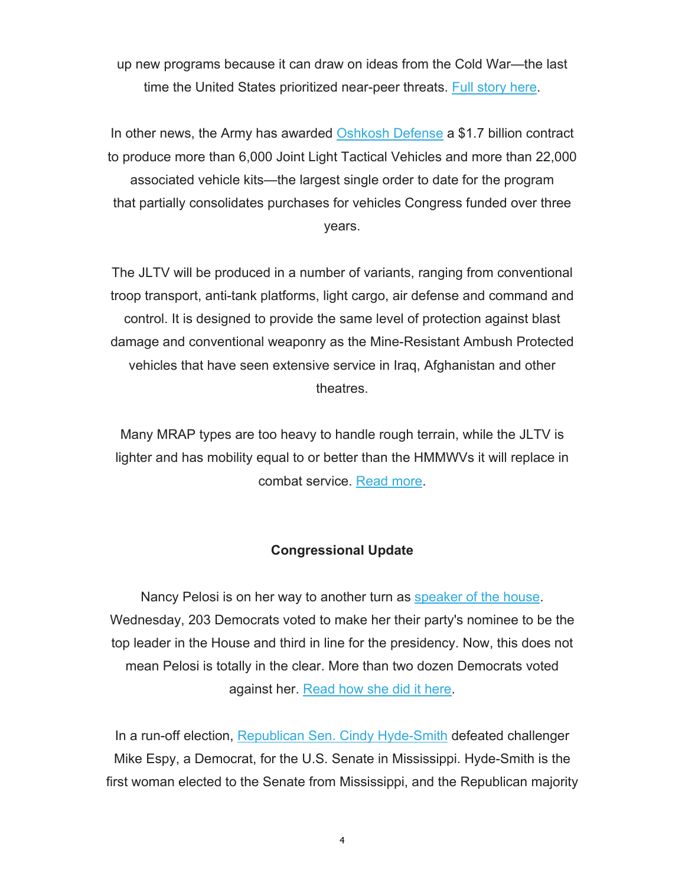up new programs because it can draw on ideas from the Cold War—the last time the United States prioritized near-peer threats. Full story here.

In other news, the Army has awarded Oshkosh Defense a $1.7 billion contract to produce more than 6,000 Joint Light Tactical Vehicles and more than 22,000 associated vehicle kits—the largest single order to date for the program that partially consolidates purchases for vehicles Congress funded over three years.

The JLTV will be produced in a number of variants, ranging from conventional troop transport, anti-tank platforms, light cargo, air defense and command and control. It is designed to provide the same level of protection against blast damage and conventional weaponry as the Mine-Resistant Ambush Protected vehicles that have seen extensive service in Iraq, Afghanistan and other theatres.

Many MRAP types are too heavy to handle rough terrain, while the JLTV is lighter and has mobility equal to or better than the HMMWVs it will replace in combat service. Read more.

**Congressional Update**

Nancy Pelosi is on her way to another turn as speaker of the house. Wednesday, 203 Democrats voted to make her their party's nominee to be the top leader in the House and third in line for the presidency. Now, this does not mean Pelosi is totally in the clear. More than two dozen Democrats voted against her. Read how she did it here.

In a run-off election, Republican Sen. Cindy Hyde-Smith defeated challenger Mike Espy, a Democrat, for the U.S. Senate in Mississippi. Hyde-Smith is the first woman elected to the Senate from Mississippi, and the Republican majority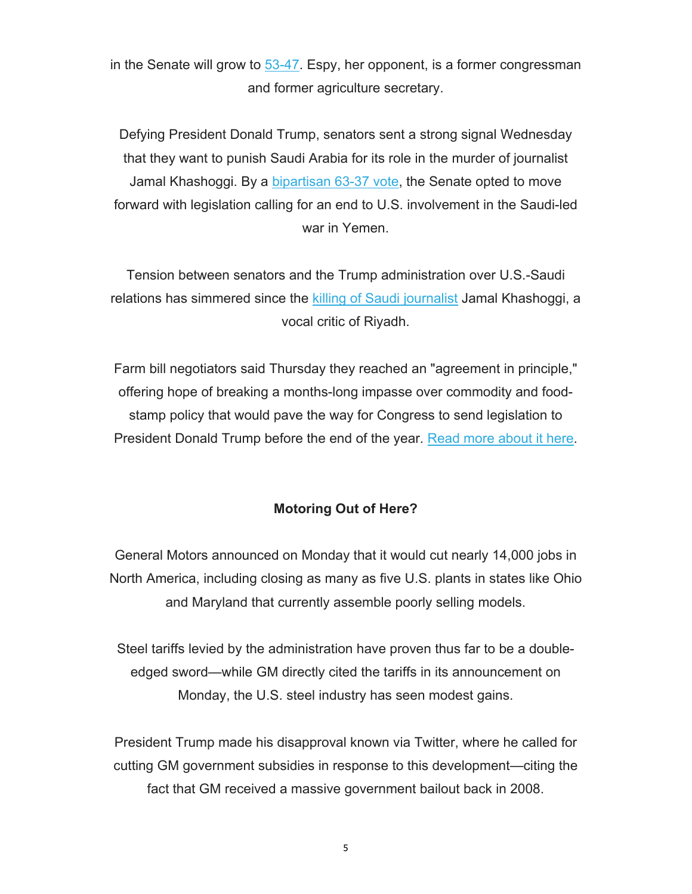in the Senate will grow to [53-47](). Espy, her opponent, is a former congressman and former agriculture secretary.

Defying President Donald Trump, senators sent a strong signal Wednesday that they want to punish Saudi Arabia for its role in the murder of journalist Jamal Khashoggi. By a [bipartisan 63-37 vote](), the Senate opted to move forward with legislation calling for an end to U.S. involvement in the Saudi-led war in Yemen.

Tension between senators and the Trump administration over U.S.-Saudi relations has simmered since the [killing of Saudi journalist]() Jamal Khashoggi, a vocal critic of Riyadh.

Farm bill negotiators said Thursday they reached an "agreement in principle," offering hope of breaking a months-long impasse over commodity and food-stamp policy that would pave the way for Congress to send legislation to President Donald Trump before the end of the year. [Read more about it here]().

**Motoring Out of Here?**

General Motors announced on Monday that it would cut nearly 14,000 jobs in North America, including closing as many as five U.S. plants in states like Ohio and Maryland that currently assemble poorly selling models.

Steel tariffs levied by the administration have proven thus far to be a double-edged sword—while GM directly cited the tariffs in its announcement on Monday, the U.S. steel industry has seen modest gains.

President Trump made his disapproval known via Twitter, where he called for cutting GM government subsidies in response to this development—citing the fact that GM received a massive government bailout back in 2008.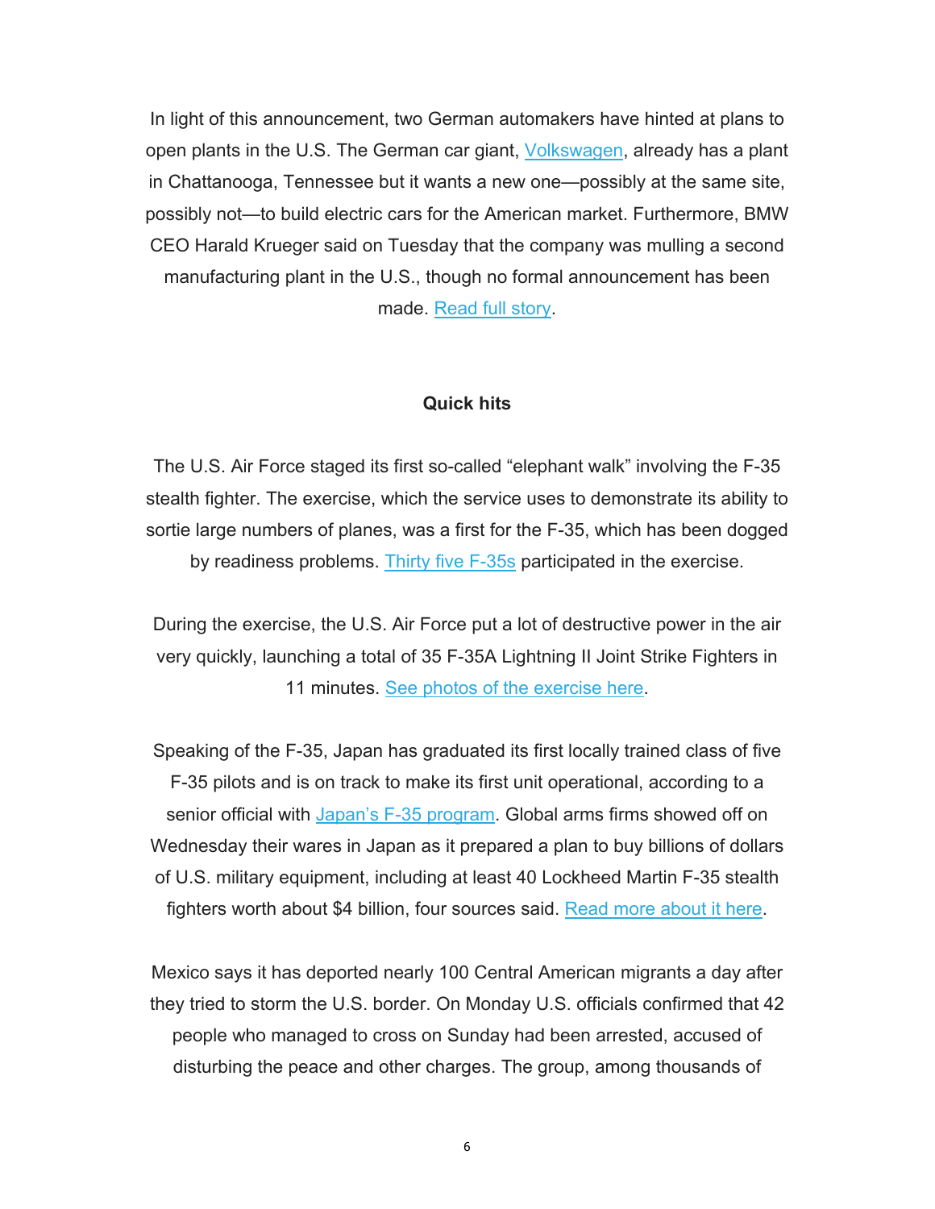In light of this announcement, two German automakers have hinted at plans to open plants in the U.S. The German car giant, Volkswagen, already has a plant in Chattanooga, Tennessee but it wants a new one—possibly at the same site, possibly not—to build electric cars for the American market. Furthermore, BMW CEO Harald Krueger said on Tuesday that the company was mulling a second manufacturing plant in the U.S., though no formal announcement has been made. Read full story.

**Quick hits**

The U.S. Air Force staged its first so-called "elephant walk" involving the F-35 stealth fighter. The exercise, which the service uses to demonstrate its ability to sortie large numbers of planes, was a first for the F-35, which has been dogged by readiness problems. Thirty five F-35s participated in the exercise.

During the exercise, the U.S. Air Force put a lot of destructive power in the air very quickly, launching a total of 35 F-35A Lightning II Joint Strike Fighters in 11 minutes. See photos of the exercise here.

Speaking of the F-35, Japan has graduated its first locally trained class of five F-35 pilots and is on track to make its first unit operational, according to a senior official with Japan's F-35 program. Global arms firms showed off on Wednesday their wares in Japan as it prepared a plan to buy billions of dollars of U.S. military equipment, including at least 40 Lockheed Martin F-35 stealth fighters worth about $4 billion, four sources said. Read more about it here.

Mexico says it has deported nearly 100 Central American migrants a day after they tried to storm the U.S. border. On Monday U.S. officials confirmed that 42 people who managed to cross on Sunday had been arrested, accused of disturbing the peace and other charges. The group, among thousands of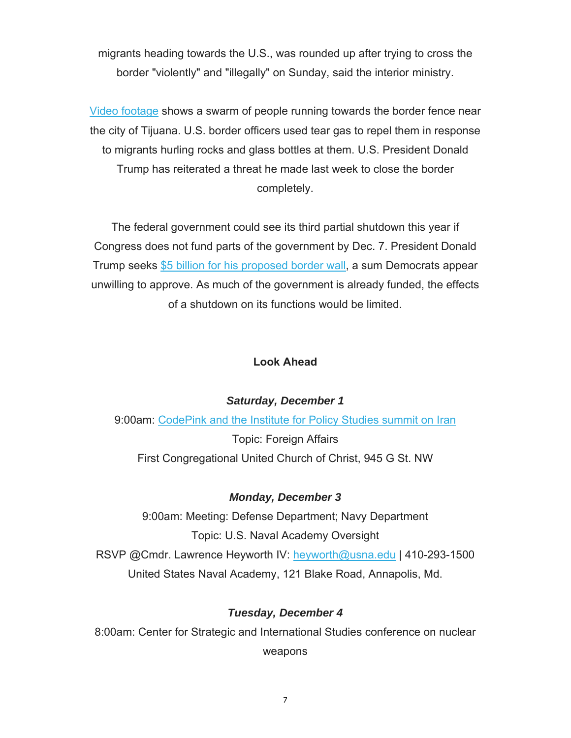migrants heading towards the U.S., was rounded up after trying to cross the border "violently" and "illegally" on Sunday, said the interior ministry.

Video footage shows a swarm of people running towards the border fence near the city of Tijuana. U.S. border officers used tear gas to repel them in response to migrants hurling rocks and glass bottles at them. U.S. President Donald Trump has reiterated a threat he made last week to close the border completely.

The federal government could see its third partial shutdown this year if Congress does not fund parts of the government by Dec. 7. President Donald Trump seeks $5 billion for his proposed border wall, a sum Democrats appear unwilling to approve. As much of the government is already funded, the effects of a shutdown on its functions would be limited.

**Look Ahead**

***Saturday, December 1***

9:00am: CodePink and the Institute for Policy Studies summit on Iran
Topic: Foreign Affairs
First Congregational United Church of Christ, 945 G St. NW

***Monday, December 3***

9:00am: Meeting: Defense Department; Navy Department
Topic: U.S. Naval Academy Oversight
RSVP @Cmdr. Lawrence Heyworth IV: heyworth@usna.edu | 410-293-1500
United States Naval Academy, 121 Blake Road, Annapolis, Md.

***Tuesday, December 4***

8:00am: Center for Strategic and International Studies conference on nuclear weapons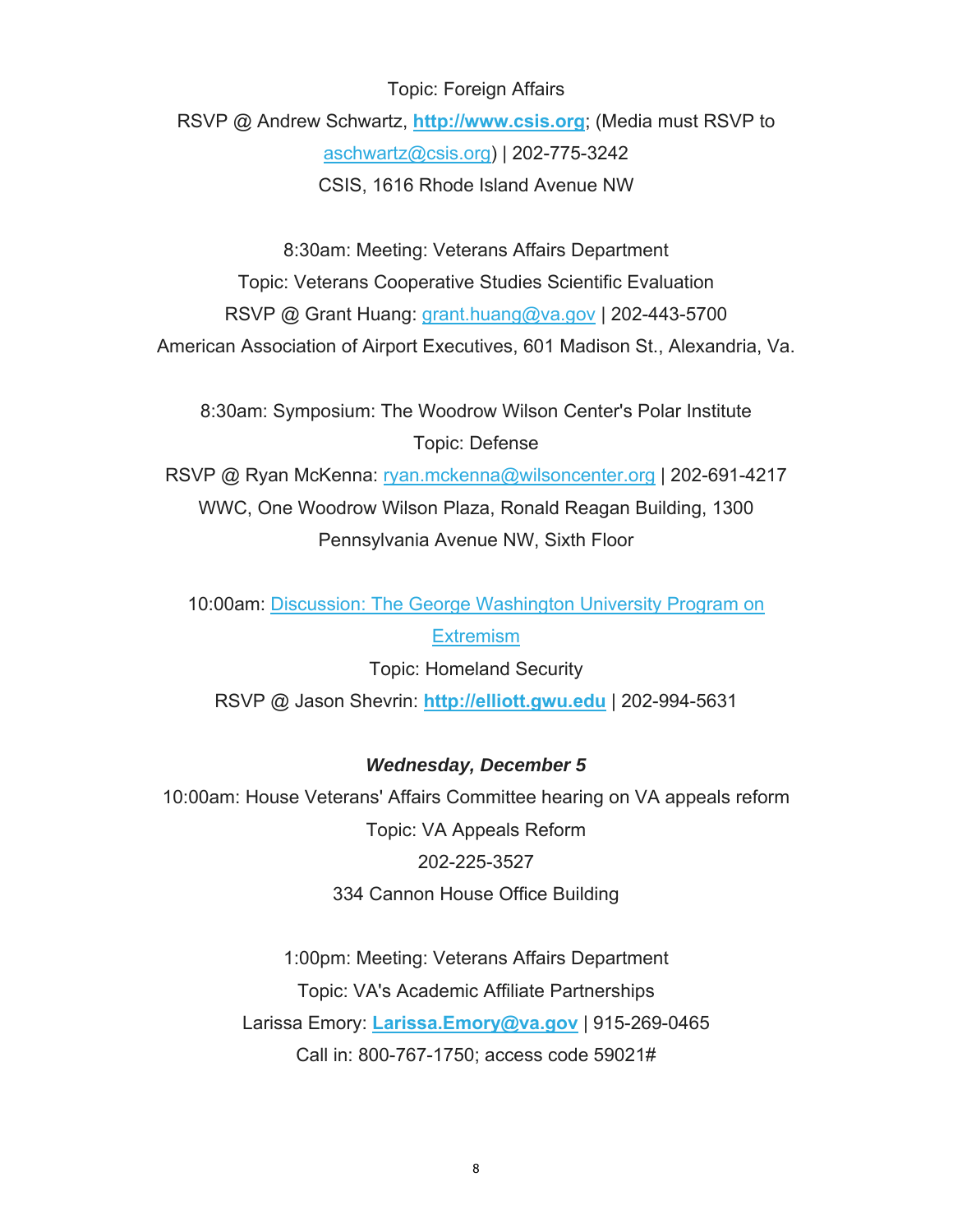Topic: Foreign Affairs

RSVP @ Andrew Schwartz, **http://www.csis.org**; (Media must RSVP to aschwartz@csis.org) | 202-775-3242

CSIS, 1616 Rhode Island Avenue NW

8:30am: Meeting: Veterans Affairs Department

Topic: Veterans Cooperative Studies Scientific Evaluation

RSVP @ Grant Huang: grant.huang@va.gov | 202-443-5700

American Association of Airport Executives, 601 Madison St., Alexandria, Va.

8:30am: Symposium: The Woodrow Wilson Center's Polar Institute

Topic: Defense

RSVP @ Ryan McKenna: ryan.mckenna@wilsoncenter.org | 202-691-4217

WWC, One Woodrow Wilson Plaza, Ronald Reagan Building, 1300 Pennsylvania Avenue NW, Sixth Floor

10:00am: Discussion: The George Washington University Program on Extremism

Topic: Homeland Security

RSVP @ Jason Shevrin: **http://elliott.gwu.edu** | 202-994-5631

***Wednesday, December 5***

10:00am: House Veterans' Affairs Committee hearing on VA appeals reform

Topic: VA Appeals Reform

202-225-3527

334 Cannon House Office Building

1:00pm: Meeting: Veterans Affairs Department

Topic: VA's Academic Affiliate Partnerships

Larissa Emory: **Larissa.Emory@va.gov** | 915-269-0465

Call in: 800-767-1750; access code 59021#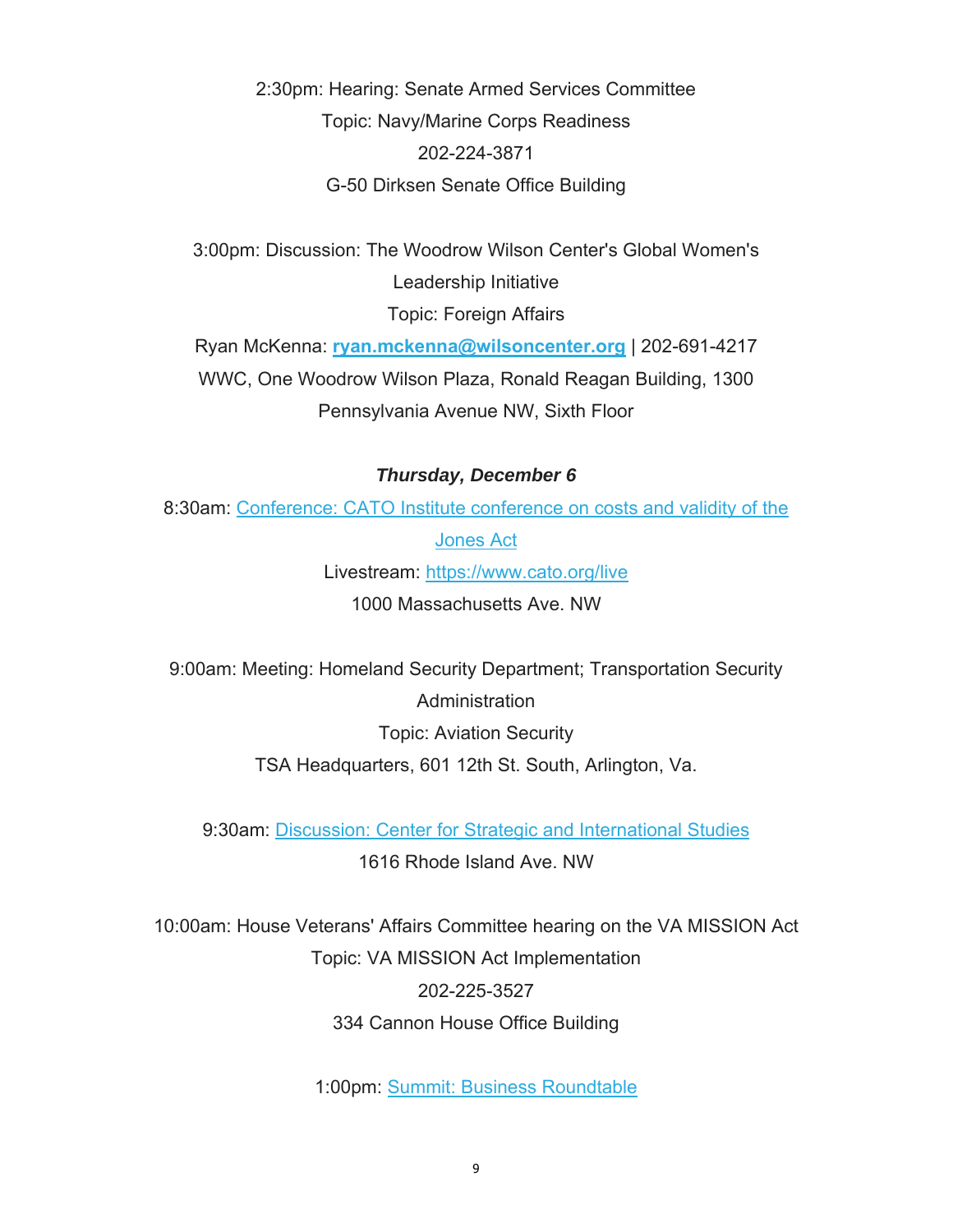2:30pm: Hearing: Senate Armed Services Committee
Topic: Navy/Marine Corps Readiness
202-224-3871
G-50 Dirksen Senate Office Building

3:00pm: Discussion: The Woodrow Wilson Center's Global Women's Leadership Initiative
Topic: Foreign Affairs
Ryan McKenna: **ryan.mckenna@wilsoncenter.org** | 202-691-4217
WWC, One Woodrow Wilson Plaza, Ronald Reagan Building, 1300 Pennsylvania Avenue NW, Sixth Floor

***Thursday, December 6***

8:30am: Conference: CATO Institute conference on costs and validity of the Jones Act
Livestream: https://www.cato.org/live
1000 Massachusetts Ave. NW

9:00am: Meeting: Homeland Security Department; Transportation Security Administration
Topic: Aviation Security
TSA Headquarters, 601 12th St. South, Arlington, Va.

9:30am: Discussion: Center for Strategic and International Studies
1616 Rhode Island Ave. NW

10:00am: House Veterans' Affairs Committee hearing on the VA MISSION Act
Topic: VA MISSION Act Implementation
202-225-3527
334 Cannon House Office Building

1:00pm: Summit: Business Roundtable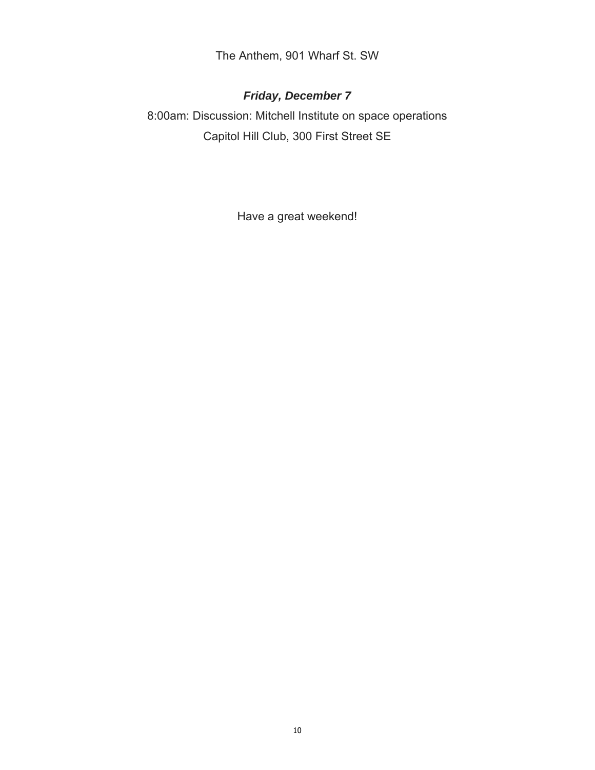The Anthem, 901 Wharf St. SW

***Friday, December 7***

8:00am: Discussion: Mitchell Institute on space operations

Capitol Hill Club, 300 First Street SE

Have a great weekend!